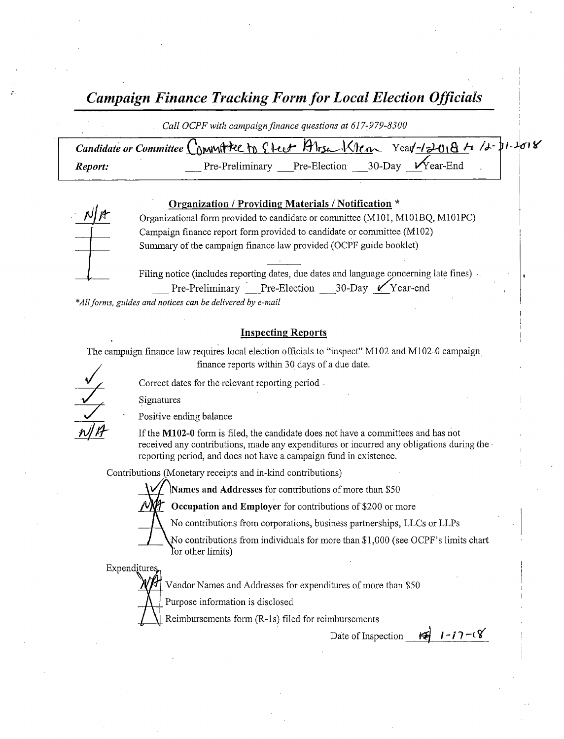# *Campaign Finance Tracking Form for Local Election Officials*

*Call OCPF with campaign finance questions at 617-979-8300*

**Candidate or Committee** Committee to Elect Alysa Klein Year 1-1-2018 to 12-31-2018

**Report:** ___ Pre-Preliminary ___ Pre-Election ___ 30-Day ✓ Year-End

## Organization / Providing Materials / Notification *

N/A Organizational form provided to candidate or committee (M101, M101BQ, M101PC)

| Campaign finance report form provided to candidate or committee (M102)

| Summary of the campaign finance law provided (OCPF guide booklet)

| Filing notice (includes reporting dates, due dates and language concerning late fines)
___ Pre-Preliminary ___ Pre-Election ___ 30-Day ✓ Year-end

*\*All forms, guides and notices can be delivered by e-mail*

## Inspecting Reports

The campaign finance law requires local election officials to "inspect" M102 and M102-0 campaign finance reports within 30 days of a due date.

✓ Correct dates for the relevant reporting period

✓ Signatures

✓ Positive ending balance

N/A If the **M102-0** form is filed, the candidate does not have a committees and has not received any contributions, made any expenditures or incurred any obligations during the reporting period, and does not have a campaign fund in existence.

Contributions (Monetary receipts and in-kind contributions)

✓ **Names and Addresses** for contributions of more than $50

N/A **Occupation and Employer** for contributions of $200 or more

No contributions from corporations, business partnerships, LLCs or LLPs

No contributions from individuals for more than $1,000 (see OCPF's limits chart for other limits)

Expenditures

N/A Vendor Names and Addresses for expenditures of more than $50

Purpose information is disclosed

Reimbursements form (R-1s) filed for reimbursements

Date of Inspection 1-17-18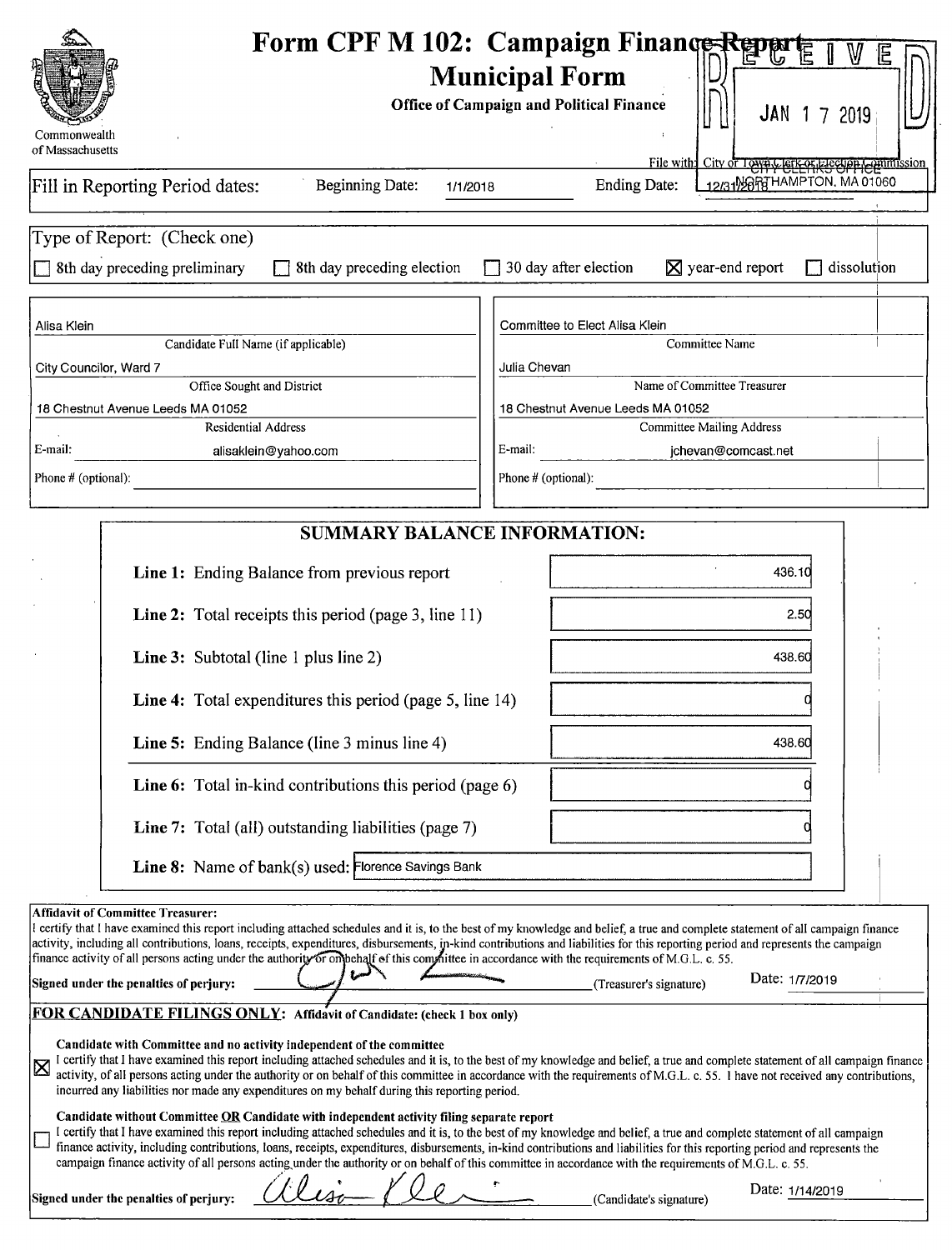# Form CPF M 102: Campaign Finance Report

## Municipal Form

**Office of Campaign and Political Finance**

Commonwealth of Massachusetts

RECEIVED JAN 17 2019 CITY CLERK'S OFFICE NORTHAMPTON, MA 01060

File with: City or Town Clerk or Election Commission

Fill in Reporting Period dates: Beginning Date: 1/1/2018 Ending Date: 12/31/2018

Type of Report: (Check one)

☐ 8th day preceding preliminary ☐ 8th day preceding election ☐ 30 day after election ☒ year-end report ☐ dissolution

| | |
|---|---|
| Alisa Klein | Committee to Elect Alisa Klein |
| Candidate Full Name (if applicable) | Committee Name |
| City Councilor, Ward 7 | Julia Chevan |
| Office Sought and District | Name of Committee Treasurer |
| 18 Chestnut Avenue Leeds MA 01052 | 18 Chestnut Avenue Leeds MA 01052 |
| Residential Address | Committee Mailing Address |
| E-mail: alisaklein@yahoo.com | E-mail: jchevan@comcast.net |
| Phone # (optional): | Phone # (optional): |

## SUMMARY BALANCE INFORMATION:

| | |
|---|---|
| **Line 1:** Ending Balance from previous report | 436.10 |
| **Line 2:** Total receipts this period (page 3, line 11) | 2.50 |
| **Line 3:** Subtotal (line 1 plus line 2) | 438.60 |
| **Line 4:** Total expenditures this period (page 5, line 14) | 0 |
| **Line 5:** Ending Balance (line 3 minus line 4) | 438.60 |
| **Line 6:** Total in-kind contributions this period (page 6) | 0 |
| **Line 7:** Total (all) outstanding liabilities (page 7) | 0 |
| **Line 8:** Name of bank(s) used: | Florence Savings Bank |

**Affidavit of Committee Treasurer:**
I certify that I have examined this report including attached schedules and it is, to the best of my knowledge and belief, a true and complete statement of all campaign finance activity, including all contributions, loans, receipts, expenditures, disbursements, in-kind contributions and liabilities for this reporting period and represents the campaign finance activity of all persons acting under the authority or on behalf of this committee in accordance with the requirements of M.G.L. c. 55.

**Signed under the penalties of perjury:** [signature] (Treasurer's signature) Date: 1/7/2019

**FOR CANDIDATE FILINGS ONLY:** **Affidavit of Candidate: (check 1 box only)**

☒ **Candidate with Committee and no activity independent of the committee**
I certify that I have examined this report including attached schedules and it is, to the best of my knowledge and belief, a true and complete statement of all campaign finance activity, of all persons acting under the authority or on behalf of this committee in accordance with the requirements of M.G.L. c. 55. I have not received any contributions, incurred any liabilities nor made any expenditures on my behalf during this reporting period.

☐ **Candidate without Committee OR Candidate with independent activity filing separate report**
I certify that I have examined this report including attached schedules and it is, to the best of my knowledge and belief, a true and complete statement of all campaign finance activity, including contributions, loans, receipts, expenditures, disbursements, in-kind contributions and liabilities for this reporting period and represents the campaign finance activity of all persons acting under the authority or on behalf of this committee in accordance with the requirements of M.G.L. c. 55.

**Signed under the penalties of perjury:** [signature] (Candidate's signature) Date: 1/14/2019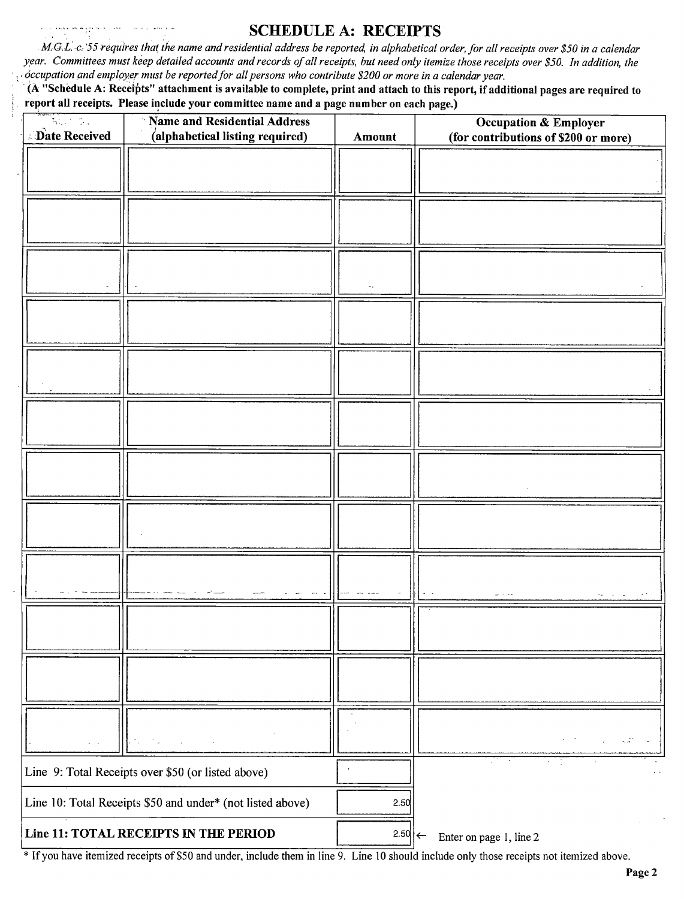## SCHEDULE A: RECEIPTS

*M.G.L. c. 55 requires that the name and residential address be reported, in alphabetical order, for all receipts over $50 in a calendar year. Committees must keep detailed accounts and records of all receipts, but need only itemize those receipts over $50. In addition, the occupation and employer must be reported for all persons who contribute $200 or more in a calendar year.*

**(A "Schedule A: Receipts" attachment is available to complete, print and attach to this report, if additional pages are required to report all receipts. Please include your committee name and a page number on each page.)**

| Date Received | Name and Residential Address (alphabetical listing required) | Amount | Occupation & Employer (for contributions of $200 or more) |
|---|---|---|---|
| | | | |
| | | | |
| | | | |
| | | | |
| | | | |
| | | | |
| | | | |
| | | | |
| | | | |
| | | | |
| | | | |
| | | | |

| | | |
|---|---|---|
| Line 9: Total Receipts over $50 (or listed above) | | |
| Line 10: Total Receipts $50 and under* (not listed above) | 2.50 | |
| **Line 11: TOTAL RECEIPTS IN THE PERIOD** | 2.50 | ← Enter on page 1, line 2 |

* If you have itemized receipts of $50 and under, include them in line 9. Line 10 should include only those receipts not itemized above.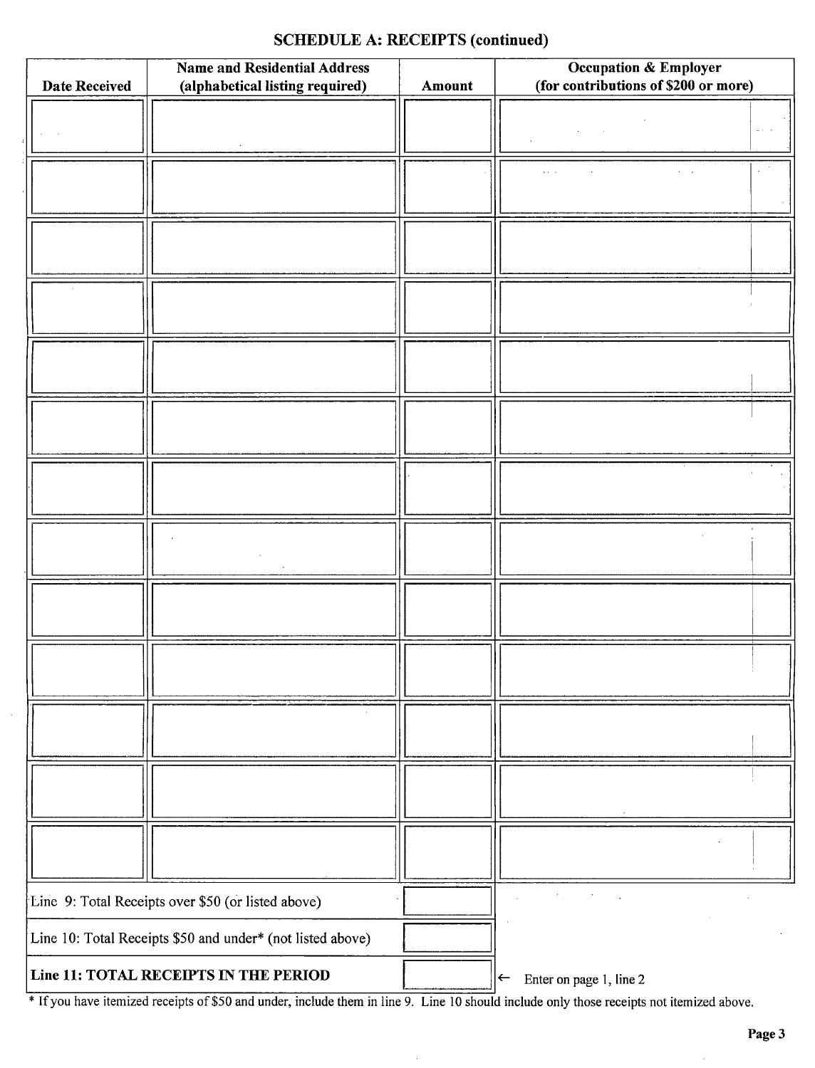## SCHEDULE A: RECEIPTS (continued)

| Date Received | Name and Residential Address (alphabetical listing required) | Amount | Occupation & Employer (for contributions of $200 or more) |
|---|---|---|---|
| | | | |
| | | | |
| | | | |
| | | | |
| | | | |
| | | | |
| | | | |
| | | | |
| | | | |
| | | | |
| | | | |
| | | | |
| | | | |

| | | |
|---|---|---|
| Line 9: Total Receipts over $50 (or listed above) | | |
| Line 10: Total Receipts $50 and under* (not listed above) | | |
| **Line 11: TOTAL RECEIPTS IN THE PERIOD** | | ← Enter on page 1, line 2 |

* If you have itemized receipts of $50 and under, include them in line 9. Line 10 should include only those receipts not itemized above.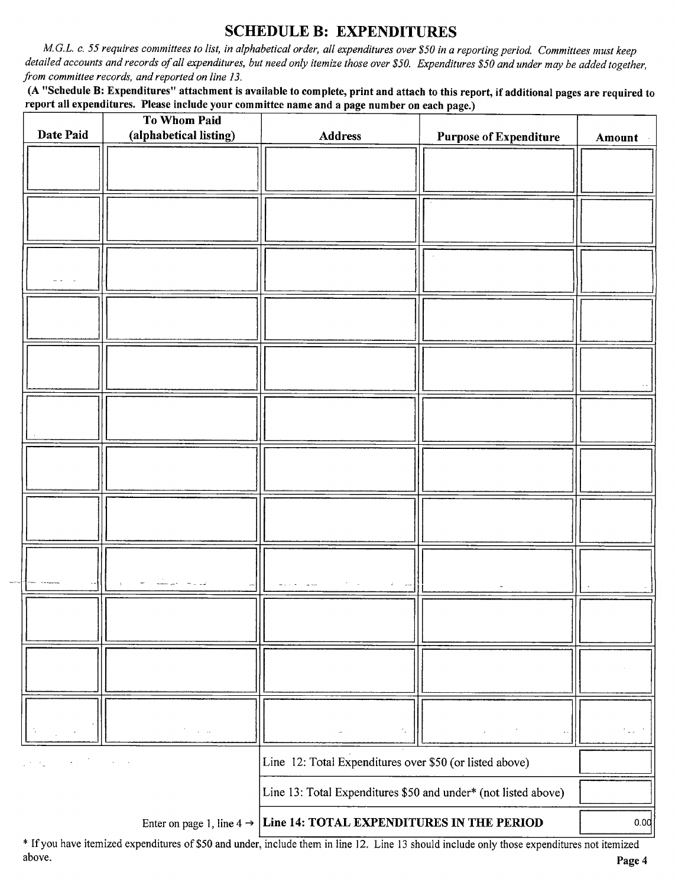## SCHEDULE B: EXPENDITURES

*M.G.L. c. 55 requires committees to list, in alphabetical order, all expenditures over $50 in a reporting period. Committees must keep detailed accounts and records of all expenditures, but need only itemize those over $50. Expenditures $50 and under may be added together, from committee records, and reported on line 13.*

**(A "Schedule B: Expenditures" attachment is available to complete, print and attach to this report, if additional pages are required to report all expenditures. Please include your committee name and a page number on each page.)**

| Date Paid | To Whom Paid (alphabetical listing) | Address | Purpose of Expenditure | Amount |
|---|---|---|---|---|
| | | | | |
| | | | | |
| | | | | |
| | | | | |
| | | | | |
| | | | | |
| | | | | |
| | | | | |
| | | | | |
| | | | | |
| | | | | |
| | | | | |

| | | |
|---|---|---|
| | Line 12: Total Expenditures over $50 (or listed above) | |
| | Line 13: Total Expenditures $50 and under* (not listed above) | |
| Enter on page 1, line 4 → | **Line 14: TOTAL EXPENDITURES IN THE PERIOD** | 0.00 |

* If you have itemized expenditures of $50 and under, include them in line 12. Line 13 should include only those expenditures not itemized above.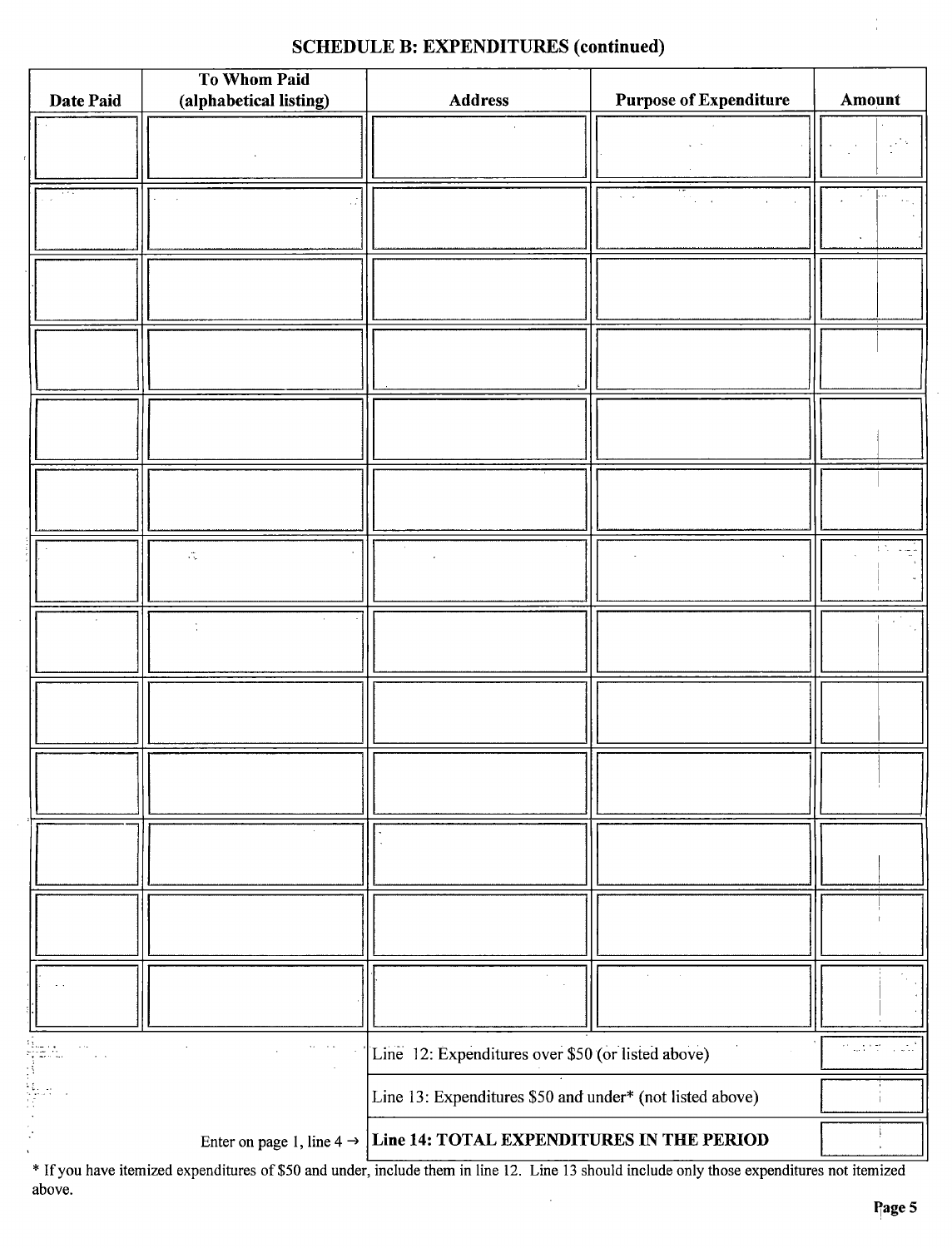## SCHEDULE B: EXPENDITURES (continued)

| Date Paid | To Whom Paid (alphabetical listing) | Address | Purpose of Expenditure | Amount |
|---|---|---|---|---|
| | | | | |
| | | | | |
| | | | | |
| | | | | |
| | | | | |
| | | | | |
| | | | | |
| | | | | |
| | | | | |
| | | | | |
| | | | | |
| | | | | |
| | | | | |

| | |
|---|---|
| Line 12: Expenditures over $50 (or listed above) | |
| Line 13: Expenditures $50 and under* (not listed above) | |
| Enter on page 1, line 4 → **Line 14: TOTAL EXPENDITURES IN THE PERIOD** | |

* If you have itemized expenditures of $50 and under, include them in line 12. Line 13 should include only those expenditures not itemized above.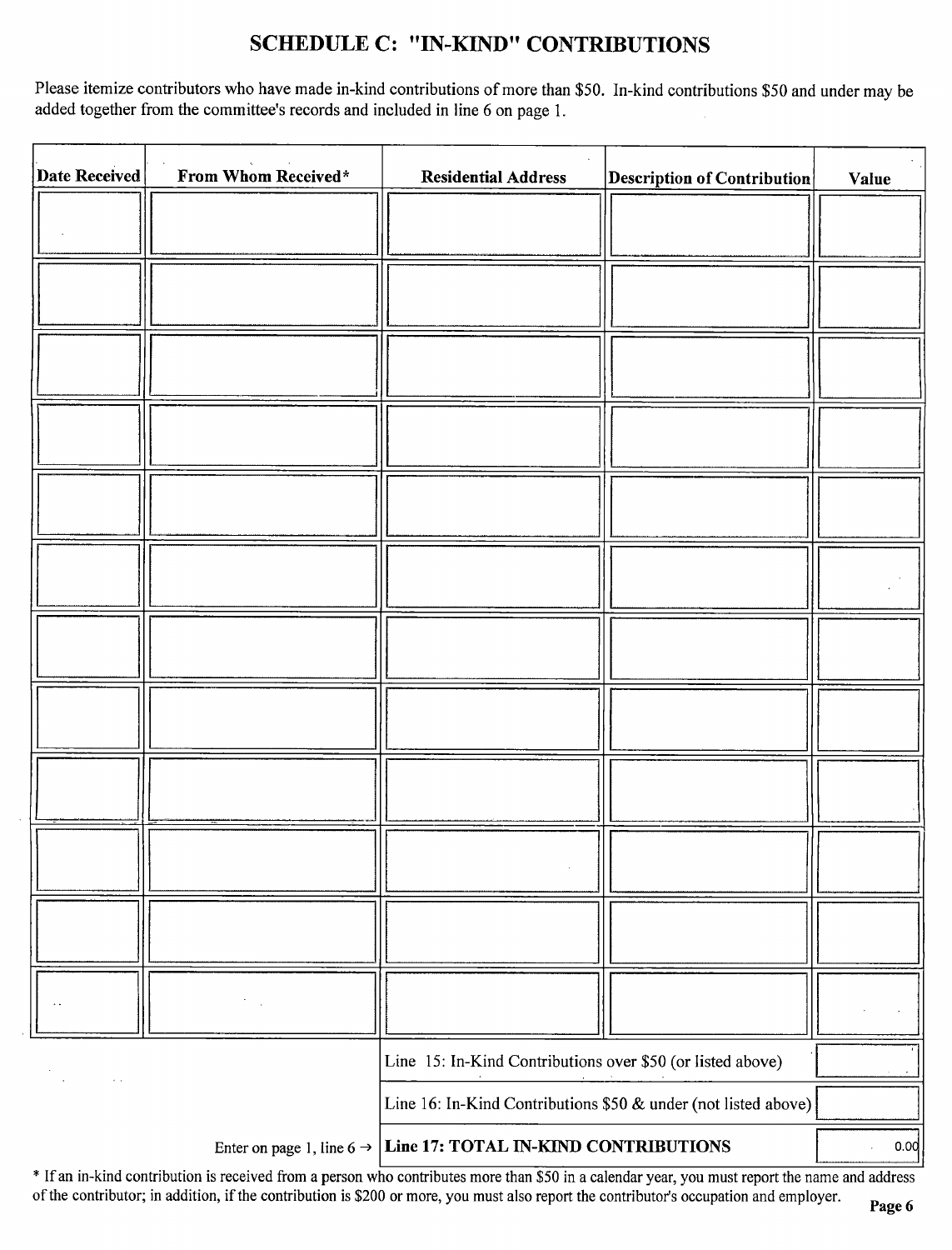## SCHEDULE C: "IN-KIND" CONTRIBUTIONS

Please itemize contributors who have made in-kind contributions of more than $50. In-kind contributions $50 and under may be added together from the committee's records and included in line 6 on page 1.

| Date Received | From Whom Received* | Residential Address | Description of Contribution | Value |
|---|---|---|---|---|
| | | | | |
| | | | | |
| | | | | |
| | | | | |
| | | | | |
| | | | | |
| | | | | |
| | | | | |
| | | | | |
| | | | | |
| | | | | |
| | | | | |

| | |
|---|---|
| Line 15: In-Kind Contributions over $50 (or listed above) | |
| Line 16: In-Kind Contributions $50 & under (not listed above) | |
| Enter on page 1, line 6 → **Line 17: TOTAL IN-KIND CONTRIBUTIONS** | 0.00 |

* If an in-kind contribution is received from a person who contributes more than $50 in a calendar year, you must report the name and address of the contributor; in addition, if the contribution is $200 or more, you must also report the contributor's occupation and employer.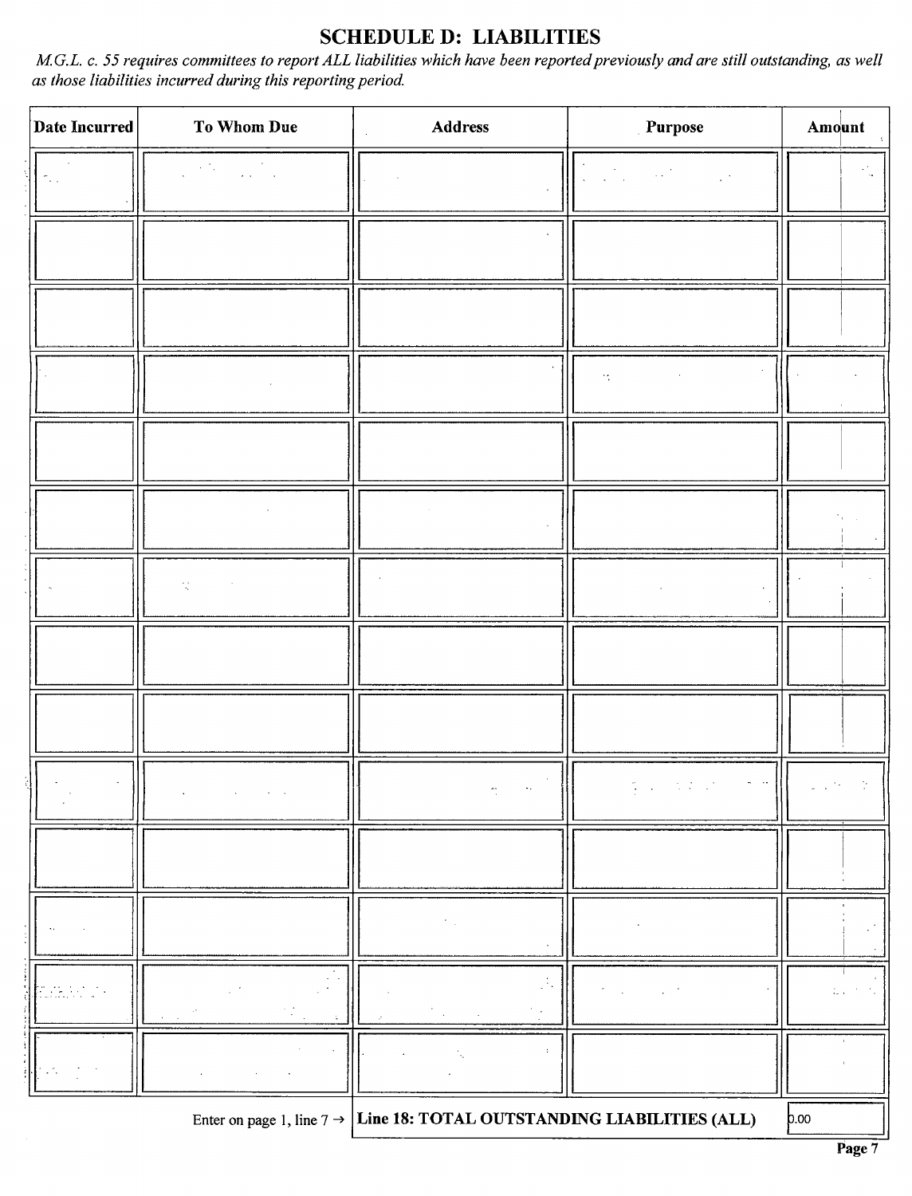## SCHEDULE D: LIABILITIES

*M.G.L. c. 55 requires committees to report ALL liabilities which have been reported previously and are still outstanding, as well as those liabilities incurred during this reporting period.*

| Date Incurred | To Whom Due | Address | Purpose | Amount |
|---|---|---|---|---|
| | | | | |
| | | | | |
| | | | | |
| | | | | |
| | | | | |
| | | | | |
| | | | | |
| | | | | |
| | | | | |
| | | | | |
| | | | | |
| | | | | |
| | | | | |
| | | | | |

Enter on page 1, line 7 → **Line 18: TOTAL OUTSTANDING LIABILITIES (ALL)** 0.00